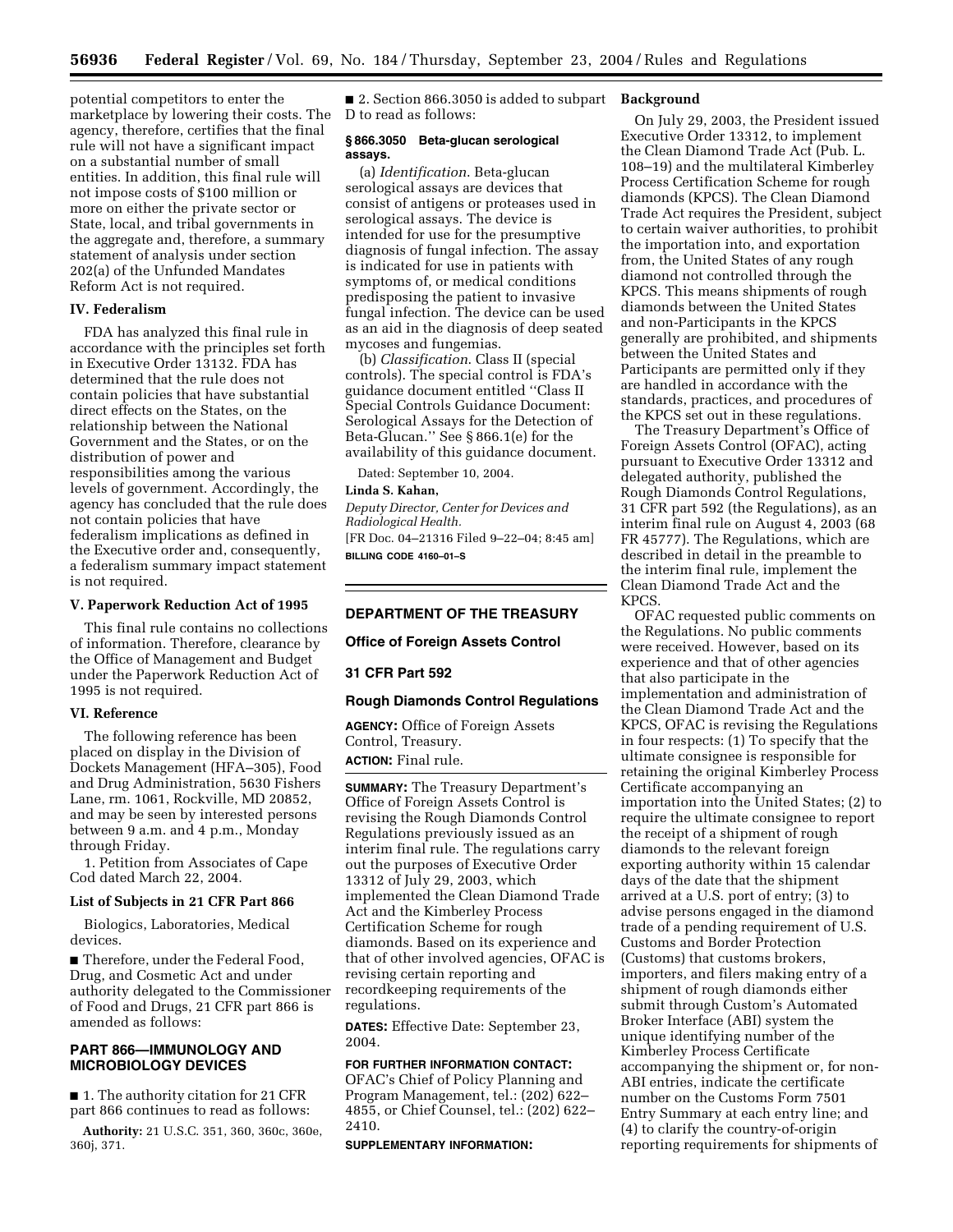potential competitors to enter the marketplace by lowering their costs. The agency, therefore, certifies that the final rule will not have a significant impact on a substantial number of small entities. In addition, this final rule will not impose costs of $100 million or more on either the private sector or State, local, and tribal governments in the aggregate and, therefore, a summary statement of analysis under section 202(a) of the Unfunded Mandates Reform Act is not required.

### IV. Federalism

FDA has analyzed this final rule in accordance with the principles set forth in Executive Order 13132. FDA has determined that the rule does not contain policies that have substantial direct effects on the States, on the relationship between the National Government and the States, or on the distribution of power and responsibilities among the various levels of government. Accordingly, the agency has concluded that the rule does not contain policies that have federalism implications as defined in the Executive order and, consequently, a federalism summary impact statement is not required.

### V. Paperwork Reduction Act of 1995

This final rule contains no collections of information. Therefore, clearance by the Office of Management and Budget under the Paperwork Reduction Act of 1995 is not required.

### VI. Reference

The following reference has been placed on display in the Division of Dockets Management (HFA–305), Food and Drug Administration, 5630 Fishers Lane, rm. 1061, Rockville, MD 20852, and may be seen by interested persons between 9 a.m. and 4 p.m., Monday through Friday.

1. Petition from Associates of Cape Cod dated March 22, 2004.

### List of Subjects in 21 CFR Part 866

Biologics, Laboratories, Medical devices.

■ Therefore, under the Federal Food, Drug, and Cosmetic Act and under authority delegated to the Commissioner of Food and Drugs, 21 CFR part 866 is amended as follows:

### PART 866—IMMUNOLOGY AND MICROBIOLOGY DEVICES

■ 1. The authority citation for 21 CFR part 866 continues to read as follows:

**Authority:** 21 U.S.C. 351, 360, 360c, 360e, 360j, 371.

■ 2. Section 866.3050 is added to subpart D to read as follows:

#### § 866.3050 Beta-glucan serological assays.

(a) *Identification*. Beta-glucan serological assays are devices that consist of antigens or proteases used in serological assays. The device is intended for use for the presumptive diagnosis of fungal infection. The assay is indicated for use in patients with symptoms of, or medical conditions predisposing the patient to invasive fungal infection. The device can be used as an aid in the diagnosis of deep seated mycoses and fungemias.

(b) *Classification*. Class II (special controls). The special control is FDA's guidance document entitled ''Class II Special Controls Guidance Document: Serological Assays for the Detection of Beta-Glucan.'' See § 866.1(e) for the availability of this guidance document.

Dated: September 10, 2004.

**Linda S. Kahan,**

*Deputy Director, Center for Devices and Radiological Health.*

[FR Doc. 04–21316 Filed 9–22–04; 8:45 am]

**BILLING CODE 4160–01–S**

---

## DEPARTMENT OF THE TREASURY

### Office of Foreign Assets Control

### 31 CFR Part 592

### Rough Diamonds Control Regulations

**AGENCY:** Office of Foreign Assets Control, Treasury.

**ACTION:** Final rule.

**SUMMARY:** The Treasury Department's Office of Foreign Assets Control is revising the Rough Diamonds Control Regulations previously issued as an interim final rule. The regulations carry out the purposes of Executive Order 13312 of July 29, 2003, which implemented the Clean Diamond Trade Act and the Kimberley Process Certification Scheme for rough diamonds. Based on its experience and that of other involved agencies, OFAC is revising certain reporting and recordkeeping requirements of the regulations.

**DATES:** Effective Date: September 23, 2004.

**FOR FURTHER INFORMATION CONTACT:** OFAC's Chief of Policy Planning and Program Management, tel.: (202) 622–4855, or Chief Counsel, tel.: (202) 622–2410.

**SUPPLEMENTARY INFORMATION:**

### Background

On July 29, 2003, the President issued Executive Order 13312, to implement the Clean Diamond Trade Act (Pub. L. 108–19) and the multilateral Kimberley Process Certification Scheme for rough diamonds (KPCS). The Clean Diamond Trade Act requires the President, subject to certain waiver authorities, to prohibit the importation into, and exportation from, the United States of any rough diamond not controlled through the KPCS. This means shipments of rough diamonds between the United States and non-Participants in the KPCS generally are prohibited, and shipments between the United States and Participants are permitted only if they are handled in accordance with the standards, practices, and procedures of the KPCS set out in these regulations.

The Treasury Department's Office of Foreign Assets Control (OFAC), acting pursuant to Executive Order 13312 and delegated authority, published the Rough Diamonds Control Regulations, 31 CFR part 592 (the Regulations), as an interim final rule on August 4, 2003 (68 FR 45777). The Regulations, which are described in detail in the preamble to the interim final rule, implement the Clean Diamond Trade Act and the KPCS.

OFAC requested public comments on the Regulations. No public comments were received. However, based on its experience and that of other agencies that also participate in the implementation and administration of the Clean Diamond Trade Act and the KPCS, OFAC is revising the Regulations in four respects: (1) To specify that the ultimate consignee is responsible for retaining the original Kimberley Process Certificate accompanying an importation into the United States; (2) to require the ultimate consignee to report the receipt of a shipment of rough diamonds to the relevant foreign exporting authority within 15 calendar days of the date that the shipment arrived at a U.S. port of entry; (3) to advise persons engaged in the diamond trade of a pending requirement of U.S. Customs and Border Protection (Customs) that customs brokers, importers, and filers making entry of a shipment of rough diamonds either submit through Custom's Automated Broker Interface (ABI) system the unique identifying number of the Kimberley Process Certificate accompanying the shipment or, for non-ABI entries, indicate the certificate number on the Customs Form 7501 Entry Summary at each entry line; and (4) to clarify the country-of-origin reporting requirements for shipments of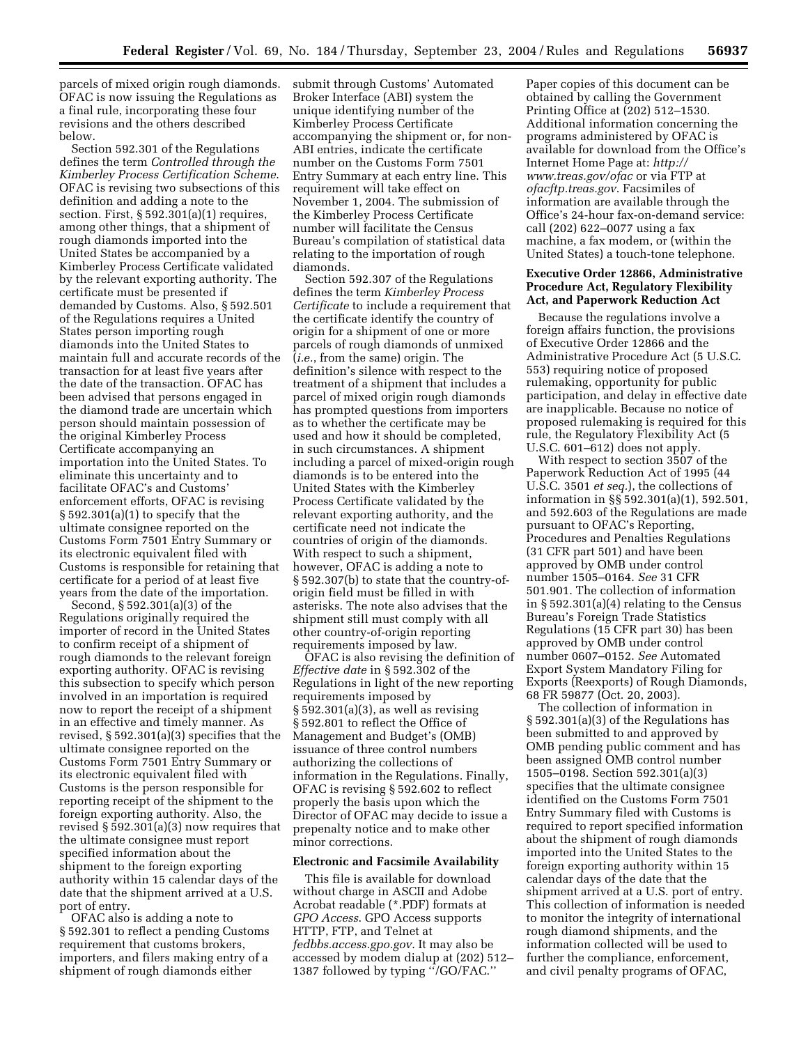parcels of mixed origin rough diamonds. OFAC is now issuing the Regulations as a final rule, incorporating these four revisions and the others described below.

Section 592.301 of the Regulations defines the term *Controlled through the Kimberley Process Certification Scheme*. OFAC is revising two subsections of this definition and adding a note to the section. First, § 592.301(a)(1) requires, among other things, that a shipment of rough diamonds imported into the United States be accompanied by a Kimberley Process Certificate validated by the relevant exporting authority. The certificate must be presented if demanded by Customs. Also, § 592.501 of the Regulations requires a United States person importing rough diamonds into the United States to maintain full and accurate records of the transaction for at least five years after the date of the transaction. OFAC has been advised that persons engaged in the diamond trade are uncertain which person should maintain possession of the original Kimberley Process Certificate accompanying an importation into the United States. To eliminate this uncertainty and to facilitate OFAC's and Customs' enforcement efforts, OFAC is revising § 592.301(a)(1) to specify that the ultimate consignee reported on the Customs Form 7501 Entry Summary or its electronic equivalent filed with Customs is responsible for retaining that certificate for a period of at least five years from the date of the importation.

Second, § 592.301(a)(3) of the Regulations originally required the importer of record in the United States to confirm receipt of a shipment of rough diamonds to the relevant foreign exporting authority. OFAC is revising this subsection to specify which person involved in an importation is required now to report the receipt of a shipment in an effective and timely manner. As revised, § 592.301(a)(3) specifies that the ultimate consignee reported on the Customs Form 7501 Entry Summary or its electronic equivalent filed with Customs is the person responsible for reporting receipt of the shipment to the foreign exporting authority. Also, the revised § 592.301(a)(3) now requires that the ultimate consignee must report specified information about the shipment to the foreign exporting authority within 15 calendar days of the date that the shipment arrived at a U.S. port of entry.

OFAC also is adding a note to § 592.301 to reflect a pending Customs requirement that customs brokers, importers, and filers making entry of a shipment of rough diamonds either submit through Customs' Automated Broker Interface (ABI) system the unique identifying number of the Kimberley Process Certificate accompanying the shipment or, for non-ABI entries, indicate the certificate number on the Customs Form 7501 Entry Summary at each entry line. This requirement will take effect on November 1, 2004. The submission of the Kimberley Process Certificate number will facilitate the Census Bureau's compilation of statistical data relating to the importation of rough diamonds.

Section 592.307 of the Regulations defines the term *Kimberley Process Certificate* to include a requirement that the certificate identify the country of origin for a shipment of one or more parcels of rough diamonds of unmixed (*i.e.*, from the same) origin. The definition's silence with respect to the treatment of a shipment that includes a parcel of mixed origin rough diamonds has prompted questions from importers as to whether the certificate may be used and how it should be completed, in such circumstances. A shipment including a parcel of mixed-origin rough diamonds is to be entered into the United States with the Kimberley Process Certificate validated by the relevant exporting authority, and the certificate need not indicate the countries of origin of the diamonds. With respect to such a shipment, however, OFAC is adding a note to § 592.307(b) to state that the country-of-origin field must be filled in with asterisks. The note also advises that the shipment still must comply with all other country-of-origin reporting requirements imposed by law.

OFAC is also revising the definition of *Effective date* in § 592.302 of the Regulations in light of the new reporting requirements imposed by § 592.301(a)(3), as well as revising § 592.801 to reflect the Office of Management and Budget's (OMB) issuance of three control numbers authorizing the collections of information in the Regulations. Finally, OFAC is revising § 592.602 to reflect properly the basis upon which the Director of OFAC may decide to issue a prepenalty notice and to make other minor corrections.

## Electronic and Facsimile Availability

This file is available for download without charge in ASCII and Adobe Acrobat readable (*.PDF) formats at *GPO Access*. GPO Access supports HTTP, FTP, and Telnet at *fedbbs.access.gpo.gov*. It may also be accessed by modem dialup at (202) 512–1387 followed by typing ''/GO/FAC.''

Paper copies of this document can be obtained by calling the Government Printing Office at (202) 512–1530. Additional information concerning the programs administered by OFAC is available for download from the Office's Internet Home Page at: *http://www.treas.gov/ofac* or via FTP at *ofacftp.treas.gov*. Facsimiles of information are available through the Office's 24-hour fax-on-demand service: call (202) 622–0077 using a fax machine, a fax modem, or (within the United States) a touch-tone telephone.

## Executive Order 12866, Administrative Procedure Act, Regulatory Flexibility Act, and Paperwork Reduction Act

Because the regulations involve a foreign affairs function, the provisions of Executive Order 12866 and the Administrative Procedure Act (5 U.S.C. 553) requiring notice of proposed rulemaking, opportunity for public participation, and delay in effective date are inapplicable. Because no notice of proposed rulemaking is required for this rule, the Regulatory Flexibility Act (5 U.S.C. 601–612) does not apply.

With respect to section 3507 of the Paperwork Reduction Act of 1995 (44 U.S.C. 3501 *et seq.*), the collections of information in §§ 592.301(a)(1), 592.501, and 592.603 of the Regulations are made pursuant to OFAC's Reporting, Procedures and Penalties Regulations (31 CFR part 501) and have been approved by OMB under control number 1505–0164. *See* 31 CFR 501.901. The collection of information in § 592.301(a)(4) relating to the Census Bureau's Foreign Trade Statistics Regulations (15 CFR part 30) has been approved by OMB under control number 0607–0152. *See* Automated Export System Mandatory Filing for Exports (Reexports) of Rough Diamonds, 68 FR 59877 (Oct. 20, 2003).

The collection of information in § 592.301(a)(3) of the Regulations has been submitted to and approved by OMB pending public comment and has been assigned OMB control number 1505–0198. Section 592.301(a)(3) specifies that the ultimate consignee identified on the Customs Form 7501 Entry Summary filed with Customs is required to report specified information about the shipment of rough diamonds imported into the United States to the foreign exporting authority within 15 calendar days of the date that the shipment arrived at a U.S. port of entry. This collection of information is needed to monitor the integrity of international rough diamond shipments, and the information collected will be used to further the compliance, enforcement, and civil penalty programs of OFAC,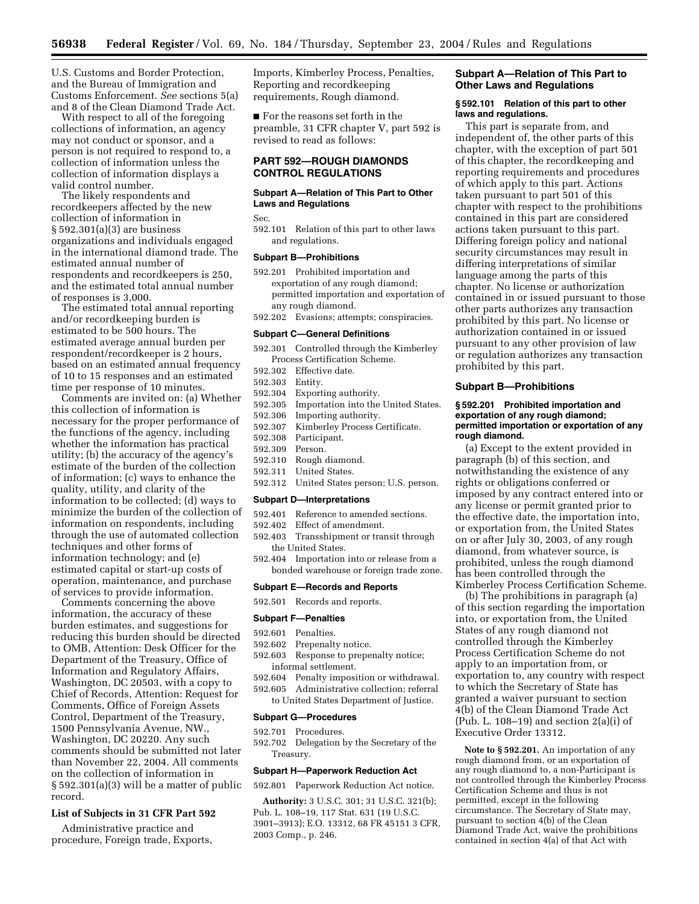U.S. Customs and Border Protection, and the Bureau of Immigration and Customs Enforcement. *See* sections 5(a) and 8 of the Clean Diamond Trade Act.

With respect to all of the foregoing collections of information, an agency may not conduct or sponsor, and a person is not required to respond to, a collection of information unless the collection of information displays a valid control number.

The likely respondents and recordkeepers affected by the new collection of information in § 592.301(a)(3) are business organizations and individuals engaged in the international diamond trade. The estimated annual number of respondents and recordkeepers is 250, and the estimated total annual number of responses is 3,000.

The estimated total annual reporting and/or recordkeeping burden is estimated to be 500 hours. The estimated average annual burden per respondent/recordkeeper is 2 hours, based on an estimated annual frequency of 10 to 15 responses and an estimated time per response of 10 minutes.

Comments are invited on: (a) Whether this collection of information is necessary for the proper performance of the functions of the agency, including whether the information has practical utility; (b) the accuracy of the agency's estimate of the burden of the collection of information; (c) ways to enhance the quality, utility, and clarity of the information to be collected; (d) ways to minimize the burden of the collection of information on respondents, including through the use of automated collection techniques and other forms of information technology; and (e) estimated capital or start-up costs of operation, maintenance, and purchase of services to provide information.

Comments concerning the above information, the accuracy of these burden estimates, and suggestions for reducing this burden should be directed to OMB, Attention: Desk Officer for the Department of the Treasury, Office of Information and Regulatory Affairs, Washington, DC 20503, with a copy to Chief of Records, Attention: Request for Comments, Office of Foreign Assets Control, Department of the Treasury, 1500 Pennsylvania Avenue, NW., Washington, DC 20220. Any such comments should be submitted not later than November 22, 2004. All comments on the collection of information in § 592.301(a)(3) will be a matter of public record.

### List of Subjects in 31 CFR Part 592

Administrative practice and procedure, Foreign trade, Exports, Imports, Kimberley Process, Penalties, Reporting and recordkeeping requirements, Rough diamond.

■ For the reasons set forth in the preamble, 31 CFR chapter V, part 592 is revised to read as follows:

## PART 592—ROUGH DIAMONDS CONTROL REGULATIONS

### Subpart A—Relation of This Part to Other Laws and Regulations

Sec.

592.101 Relation of this part to other laws and regulations.

### Subpart B—Prohibitions

592.201 Prohibited importation and exportation of any rough diamond; permitted importation and exportation of any rough diamond.

592.202 Evasions; attempts; conspiracies.

### Subpart C—General Definitions

592.301 Controlled through the Kimberley Process Certification Scheme.

592.302 Effective date.

592.303 Entity.

592.304 Exporting authority.

592.305 Importation into the United States.

592.306 Importing authority.

592.307 Kimberley Process Certificate.

592.308 Participant.

592.309 Person.

592.310 Rough diamond.

592.311 United States.

592.312 United States person; U.S. person.

### Subpart D—Interpretations

592.401 Reference to amended sections.

592.402 Effect of amendment.

592.403 Transshipment or transit through the United States.

592.404 Importation into or release from a bonded warehouse or foreign trade zone.

### Subpart E—Records and Reports

592.501 Records and reports.

### Subpart F—Penalties

592.601 Penalties.

592.602 Prepenalty notice.

592.603 Response to prepenalty notice; informal settlement.

592.604 Penalty imposition or withdrawal.

592.605 Administrative collection; referral to United States Department of Justice.

### Subpart G—Procedures

592.701 Procedures.

592.702 Delegation by the Secretary of the Treasury.

### Subpart H—Paperwork Reduction Act

592.801 Paperwork Reduction Act notice.

**Authority:** 3 U.S.C. 301; 31 U.S.C. 321(b); Pub. L. 108–19, 117 Stat. 631 (19 U.S.C. 3901–3913); E.O. 13312, 68 FR 45151 3 CFR, 2003 Comp., p. 246.

### Subpart A—Relation of This Part to Other Laws and Regulations

#### § 592.101 Relation of this part to other laws and regulations.

This part is separate from, and independent of, the other parts of this chapter, with the exception of part 501 of this chapter, the recordkeeping and reporting requirements and procedures of which apply to this part. Actions taken pursuant to part 501 of this chapter with respect to the prohibitions contained in this part are considered actions taken pursuant to this part. Differing foreign policy and national security circumstances may result in differing interpretations of similar language among the parts of this chapter. No license or authorization contained in or issued pursuant to those other parts authorizes any transaction prohibited by this part. No license or authorization contained in or issued pursuant to any other provision of law or regulation authorizes any transaction prohibited by this part.

### Subpart B—Prohibitions

#### § 592.201 Prohibited importation and exportation of any rough diamond; permitted importation or exportation of any rough diamond.

(a) Except to the extent provided in paragraph (b) of this section, and notwithstanding the existence of any rights or obligations conferred or imposed by any contract entered into or any license or permit granted prior to the effective date, the importation into, or exportation from, the United States on or after July 30, 2003, of any rough diamond, from whatever source, is prohibited, unless the rough diamond has been controlled through the Kimberley Process Certification Scheme.

(b) The prohibitions in paragraph (a) of this section regarding the importation into, or exportation from, the United States of any rough diamond not controlled through the Kimberley Process Certification Scheme do not apply to an importation from, or exportation to, any country with respect to which the Secretary of State has granted a waiver pursuant to section 4(b) of the Clean Diamond Trade Act (Pub. L. 108–19) and section 2(a)(i) of Executive Order 13312.

**Note to § 592.201.** An importation of any rough diamond from, or an exportation of any rough diamond to, a non-Participant is not controlled through the Kimberley Process Certification Scheme and thus is not permitted, except in the following circumstance. The Secretary of State may, pursuant to section 4(b) of the Clean Diamond Trade Act, waive the prohibitions contained in section 4(a) of that Act with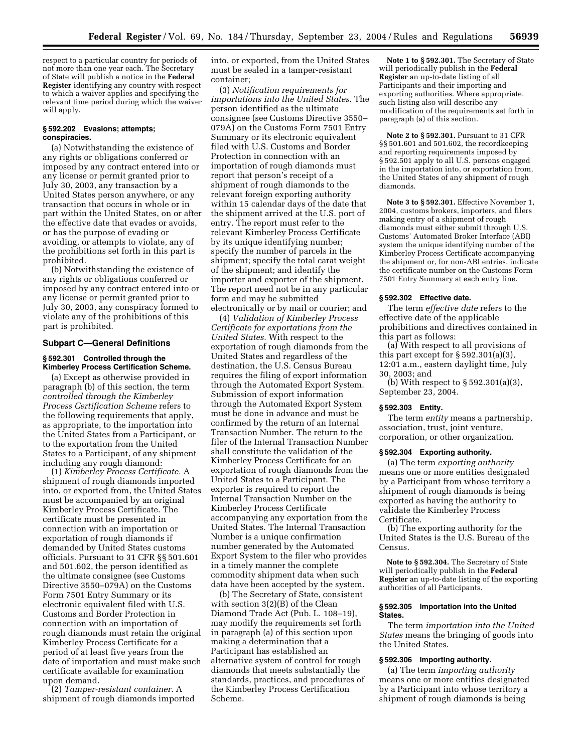respect to a particular country for periods of not more than one year each. The Secretary of State will publish a notice in the **Federal Register** identifying any country with respect to which a waiver applies and specifying the relevant time period during which the waiver will apply.

### § 592.202 Evasions; attempts; conspiracies.

(a) Notwithstanding the existence of any rights or obligations conferred or imposed by any contract entered into or any license or permit granted prior to July 30, 2003, any transaction by a United States person anywhere, or any transaction that occurs in whole or in part within the United States, on or after the effective date that evades or avoids, or has the purpose of evading or avoiding, or attempts to violate, any of the prohibitions set forth in this part is prohibited.

(b) Notwithstanding the existence of any rights or obligations conferred or imposed by any contract entered into or any license or permit granted prior to July 30, 2003, any conspiracy formed to violate any of the prohibitions of this part is prohibited.

## Subpart C—General Definitions

### § 592.301 Controlled through the Kimberley Process Certification Scheme.

(a) Except as otherwise provided in paragraph (b) of this section, the term *controlled through the Kimberley Process Certification Scheme* refers to the following requirements that apply, as appropriate, to the importation into the United States from a Participant, or to the exportation from the United States to a Participant, of any shipment including any rough diamond:

(1) *Kimberley Process Certificate.* A shipment of rough diamonds imported into, or exported from, the United States must be accompanied by an original Kimberley Process Certificate. The certificate must be presented in connection with an importation or exportation of rough diamonds if demanded by United States customs officials. Pursuant to 31 CFR §§ 501.601 and 501.602, the person identified as the ultimate consignee (see Customs Directive 3550–079A) on the Customs Form 7501 Entry Summary or its electronic equivalent filed with U.S. Customs and Border Protection in connection with an importation of rough diamonds must retain the original Kimberley Process Certificate for a period of at least five years from the date of importation and must make such certificate available for examination upon demand.

(2) *Tamper-resistant container.* A shipment of rough diamonds imported into, or exported, from the United States must be sealed in a tamper-resistant container;

(3) *Notification requirements for importations into the United States.* The person identified as the ultimate consignee (see Customs Directive 3550–079A) on the Customs Form 7501 Entry Summary or its electronic equivalent filed with U.S. Customs and Border Protection in connection with an importation of rough diamonds must report that person's receipt of a shipment of rough diamonds to the relevant foreign exporting authority within 15 calendar days of the date that the shipment arrived at the U.S. port of entry. The report must refer to the relevant Kimberley Process Certificate by its unique identifying number; specify the number of parcels in the shipment; specify the total carat weight of the shipment; and identify the importer and exporter of the shipment. The report need not be in any particular form and may be submitted electronically or by mail or courier; and

(4) *Validation of Kimberley Process Certificate for exportations from the United States.* With respect to the exportation of rough diamonds from the United States and regardless of the destination, the U.S. Census Bureau requires the filing of export information through the Automated Export System. Submission of export information through the Automated Export System must be done in advance and must be confirmed by the return of an Internal Transaction Number. The return to the filer of the Internal Transaction Number shall constitute the validation of the Kimberley Process Certificate for an exportation of rough diamonds from the United States to a Participant. The exporter is required to report the Internal Transaction Number on the Kimberley Process Certificate accompanying any exportation from the United States. The Internal Transaction Number is a unique confirmation number generated by the Automated Export System to the filer who provides in a timely manner the complete commodity shipment data when such data have been accepted by the system.

(b) The Secretary of State, consistent with section 3(2)(B) of the Clean Diamond Trade Act (Pub. L. 108–19), may modify the requirements set forth in paragraph (a) of this section upon making a determination that a Participant has established an alternative system of control for rough diamonds that meets substantially the standards, practices, and procedures of the Kimberley Process Certification Scheme.

**Note 1 to § 592.301.** The Secretary of State will periodically publish in the **Federal Register** an up-to-date listing of all Participants and their importing and exporting authorities. Where appropriate, such listing also will describe any modification of the requirements set forth in paragraph (a) of this section.

**Note 2 to § 592.301.** Pursuant to 31 CFR §§ 501.601 and 501.602, the recordkeeping and reporting requirements imposed by § 592.501 apply to all U.S. persons engaged in the importation into, or exportation from, the United States of any shipment of rough diamonds.

**Note 3 to § 592.301.** Effective November 1, 2004, customs brokers, importers, and filers making entry of a shipment of rough diamonds must either submit through U.S. Customs' Automated Broker Interface (ABI) system the unique identifying number of the Kimberley Process Certificate accompanying the shipment or, for non-ABI entries, indicate the certificate number on the Customs Form 7501 Entry Summary at each entry line.

### § 592.302 Effective date.

The term *effective date* refers to the effective date of the applicable prohibitions and directives contained in this part as follows:

(a) With respect to all provisions of this part except for § 592.301(a)(3), 12:01 a.m., eastern daylight time, July 30, 2003; and

(b) With respect to § 592.301(a)(3), September 23, 2004.

### § 592.303 Entity.

The term *entity* means a partnership, association, trust, joint venture, corporation, or other organization.

### § 592.304 Exporting authority.

(a) The term *exporting authority* means one or more entities designated by a Participant from whose territory a shipment of rough diamonds is being exported as having the authority to validate the Kimberley Process Certificate.

(b) The exporting authority for the United States is the U.S. Bureau of the Census.

**Note to § 592.304.** The Secretary of State will periodically publish in the **Federal Register** an up-to-date listing of the exporting authorities of all Participants.

### § 592.305 Importation into the United States.

The term *importation into the United States* means the bringing of goods into the United States.

### § 592.306 Importing authority.

(a) The term *importing authority* means one or more entities designated by a Participant into whose territory a shipment of rough diamonds is being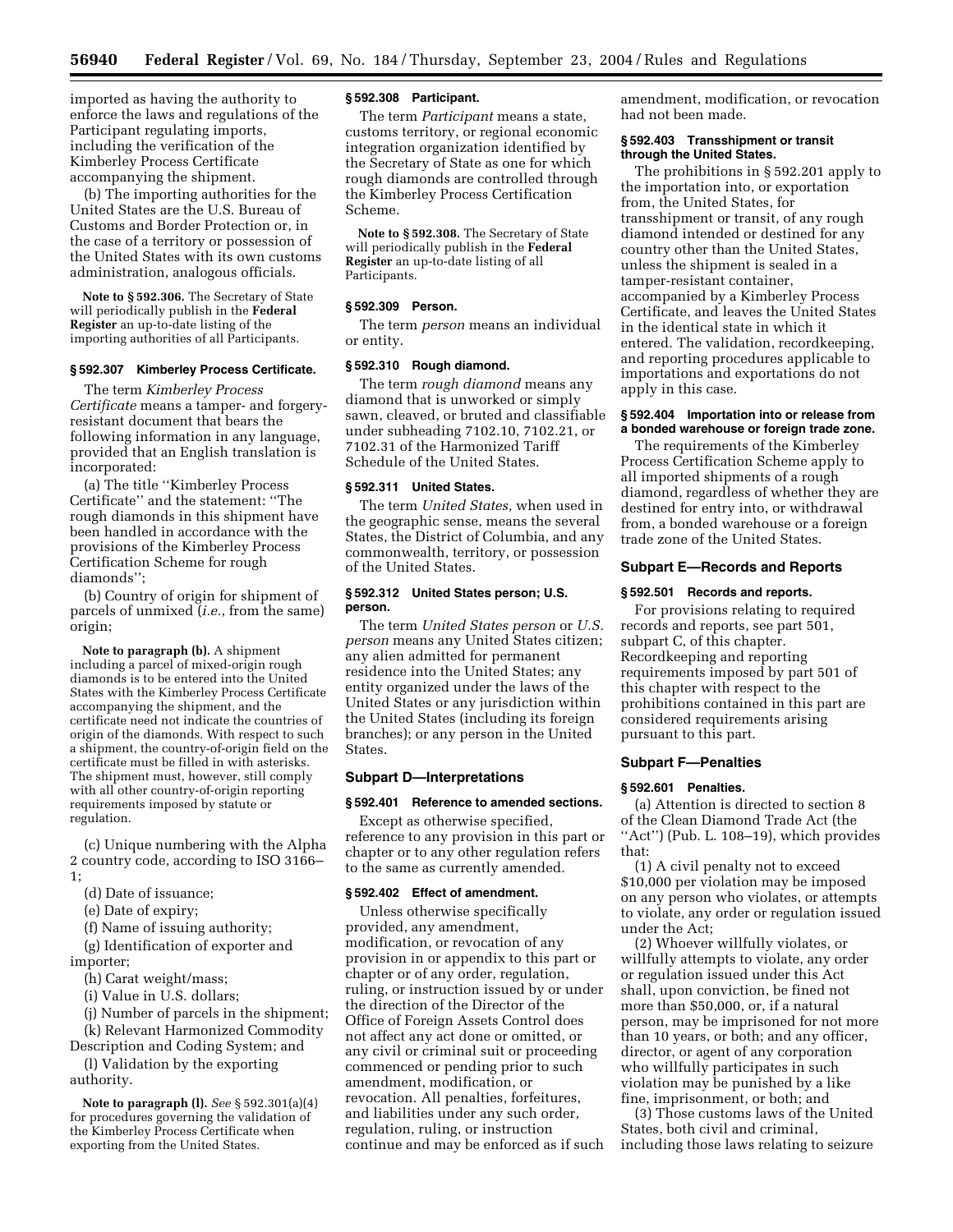imported as having the authority to enforce the laws and regulations of the Participant regulating imports, including the verification of the Kimberley Process Certificate accompanying the shipment.

(b) The importing authorities for the United States are the U.S. Bureau of Customs and Border Protection or, in the case of a territory or possession of the United States with its own customs administration, analogous officials.

**Note to § 592.306.** The Secretary of State will periodically publish in the **Federal Register** an up-to-date listing of the importing authorities of all Participants.

### § 592.307 Kimberley Process Certificate.

The term *Kimberley Process Certificate* means a tamper- and forgery-resistant document that bears the following information in any language, provided that an English translation is incorporated:

(a) The title ''Kimberley Process Certificate'' and the statement: ''The rough diamonds in this shipment have been handled in accordance with the provisions of the Kimberley Process Certification Scheme for rough diamonds'';

(b) Country of origin for shipment of parcels of unmixed (*i.e.*, from the same) origin;

**Note to paragraph (b).** A shipment including a parcel of mixed-origin rough diamonds is to be entered into the United States with the Kimberley Process Certificate accompanying the shipment, and the certificate need not indicate the countries of origin of the diamonds. With respect to such a shipment, the country-of-origin field on the certificate must be filled in with asterisks. The shipment must, however, still comply with all other country-of-origin reporting requirements imposed by statute or regulation.

(c) Unique numbering with the Alpha 2 country code, according to ISO 3166–1;

(d) Date of issuance;

(e) Date of expiry;

(f) Name of issuing authority;

(g) Identification of exporter and importer;

(h) Carat weight/mass;

(i) Value in U.S. dollars;

(j) Number of parcels in the shipment;

(k) Relevant Harmonized Commodity Description and Coding System; and

(l) Validation by the exporting authority.

**Note to paragraph (l).** *See* § 592.301(a)(4) for procedures governing the validation of the Kimberley Process Certificate when exporting from the United States.

### § 592.308 Participant.

The term *Participant* means a state, customs territory, or regional economic integration organization identified by the Secretary of State as one for which rough diamonds are controlled through the Kimberley Process Certification Scheme.

**Note to § 592.308.** The Secretary of State will periodically publish in the **Federal Register** an up-to-date listing of all Participants.

### § 592.309 Person.

The term *person* means an individual or entity.

### § 592.310 Rough diamond.

The term *rough diamond* means any diamond that is unworked or simply sawn, cleaved, or bruted and classifiable under subheading 7102.10, 7102.21, or 7102.31 of the Harmonized Tariff Schedule of the United States.

### § 592.311 United States.

The term *United States,* when used in the geographic sense, means the several States, the District of Columbia, and any commonwealth, territory, or possession of the United States.

### § 592.312 United States person; U.S. person.

The term *United States person* or *U.S. person* means any United States citizen; any alien admitted for permanent residence into the United States; any entity organized under the laws of the United States or any jurisdiction within the United States (including its foreign branches); or any person in the United States.

## Subpart D—Interpretations

### § 592.401 Reference to amended sections.

Except as otherwise specified, reference to any provision in this part or chapter or to any other regulation refers to the same as currently amended.

### § 592.402 Effect of amendment.

Unless otherwise specifically provided, any amendment, modification, or revocation of any provision in or appendix to this part or chapter or of any order, regulation, ruling, or instruction issued by or under the direction of the Director of the Office of Foreign Assets Control does not affect any act done or omitted, or any civil or criminal suit or proceeding commenced or pending prior to such amendment, modification, or revocation. All penalties, forfeitures, and liabilities under any such order, regulation, ruling, or instruction continue and may be enforced as if such amendment, modification, or revocation had not been made.

### § 592.403 Transshipment or transit through the United States.

The prohibitions in § 592.201 apply to the importation into, or exportation from, the United States, for transshipment or transit, of any rough diamond intended or destined for any country other than the United States, unless the shipment is sealed in a tamper-resistant container, accompanied by a Kimberley Process Certificate, and leaves the United States in the identical state in which it entered. The validation, recordkeeping, and reporting procedures applicable to importations and exportations do not apply in this case.

### § 592.404 Importation into or release from a bonded warehouse or foreign trade zone.

The requirements of the Kimberley Process Certification Scheme apply to all imported shipments of a rough diamond, regardless of whether they are destined for entry into, or withdrawal from, a bonded warehouse or a foreign trade zone of the United States.

## Subpart E—Records and Reports

### § 592.501 Records and reports.

For provisions relating to required records and reports, see part 501, subpart C, of this chapter. Recordkeeping and reporting requirements imposed by part 501 of this chapter with respect to the prohibitions contained in this part are considered requirements arising pursuant to this part.

## Subpart F—Penalties

### § 592.601 Penalties.

(a) Attention is directed to section 8 of the Clean Diamond Trade Act (the ''Act'') (Pub. L. 108–19), which provides that:

(1) A civil penalty not to exceed $10,000 per violation may be imposed on any person who violates, or attempts to violate, any order or regulation issued under the Act;

(2) Whoever willfully violates, or willfully attempts to violate, any order or regulation issued under this Act shall, upon conviction, be fined not more than $50,000, or, if a natural person, may be imprisoned for not more than 10 years, or both; and any officer, director, or agent of any corporation who willfully participates in such violation may be punished by a like fine, imprisonment, or both; and

(3) Those customs laws of the United States, both civil and criminal, including those laws relating to seizure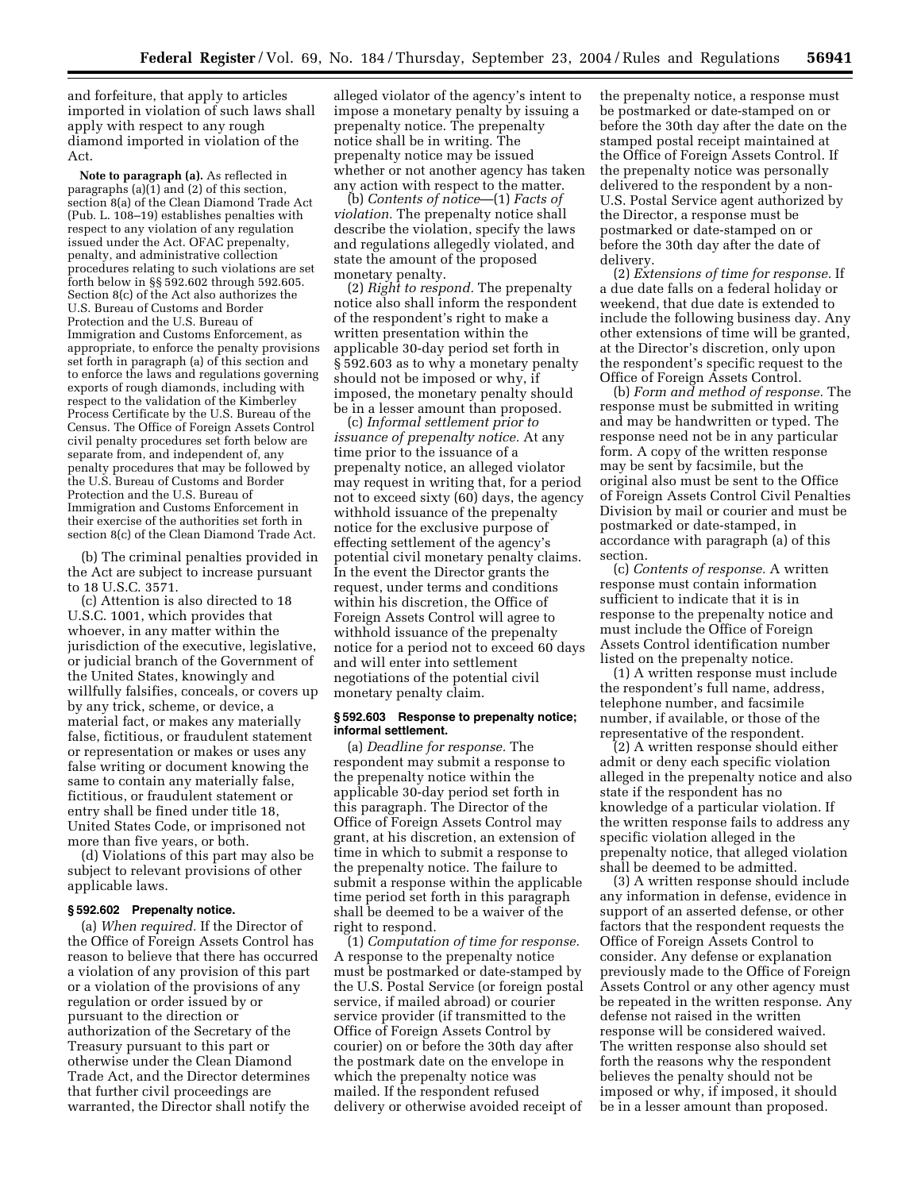and forfeiture, that apply to articles imported in violation of such laws shall apply with respect to any rough diamond imported in violation of the Act.

**Note to paragraph (a).** As reflected in paragraphs (a)(1) and (2) of this section, section 8(a) of the Clean Diamond Trade Act (Pub. L. 108–19) establishes penalties with respect to any violation of any regulation issued under the Act. OFAC prepenalty, penalty, and administrative collection procedures relating to such violations are set forth below in §§ 592.602 through 592.605. Section 8(c) of the Act also authorizes the U.S. Bureau of Customs and Border Protection and the U.S. Bureau of Immigration and Customs Enforcement, as appropriate, to enforce the penalty provisions set forth in paragraph (a) of this section and to enforce the laws and regulations governing exports of rough diamonds, including with respect to the validation of the Kimberley Process Certificate by the U.S. Bureau of the Census. The Office of Foreign Assets Control civil penalty procedures set forth below are separate from, and independent of, any penalty procedures that may be followed by the U.S. Bureau of Customs and Border Protection and the U.S. Bureau of Immigration and Customs Enforcement in their exercise of the authorities set forth in section 8(c) of the Clean Diamond Trade Act.

(b) The criminal penalties provided in the Act are subject to increase pursuant to 18 U.S.C. 3571.

(c) Attention is also directed to 18 U.S.C. 1001, which provides that whoever, in any matter within the jurisdiction of the executive, legislative, or judicial branch of the Government of the United States, knowingly and willfully falsifies, conceals, or covers up by any trick, scheme, or device, a material fact, or makes any materially false, fictitious, or fraudulent statement or representation or makes or uses any false writing or document knowing the same to contain any materially false, fictitious, or fraudulent statement or entry shall be fined under title 18, United States Code, or imprisoned not more than five years, or both.

(d) Violations of this part may also be subject to relevant provisions of other applicable laws.

### § 592.602 Prepenalty notice.

(a) *When required.* If the Director of the Office of Foreign Assets Control has reason to believe that there has occurred a violation of any provision of this part or a violation of the provisions of any regulation or order issued by or pursuant to the direction or authorization of the Secretary of the Treasury pursuant to this part or otherwise under the Clean Diamond Trade Act, and the Director determines that further civil proceedings are warranted, the Director shall notify the alleged violator of the agency's intent to impose a monetary penalty by issuing a prepenalty notice. The prepenalty notice shall be in writing. The prepenalty notice may be issued whether or not another agency has taken any action with respect to the matter.

(b) *Contents of notice*—(1) *Facts of violation.* The prepenalty notice shall describe the violation, specify the laws and regulations allegedly violated, and state the amount of the proposed monetary penalty.

(2) *Right to respond.* The prepenalty notice also shall inform the respondent of the respondent's right to make a written presentation within the applicable 30-day period set forth in § 592.603 as to why a monetary penalty should not be imposed or why, if imposed, the monetary penalty should be in a lesser amount than proposed.

(c) *Informal settlement prior to issuance of prepenalty notice.* At any time prior to the issuance of a prepenalty notice, an alleged violator may request in writing that, for a period not to exceed sixty (60) days, the agency withhold issuance of the prepenalty notice for the exclusive purpose of effecting settlement of the agency's potential civil monetary penalty claims. In the event the Director grants the request, under terms and conditions within his discretion, the Office of Foreign Assets Control will agree to withhold issuance of the prepenalty notice for a period not to exceed 60 days and will enter into settlement negotiations of the potential civil monetary penalty claim.

### § 592.603 Response to prepenalty notice; informal settlement.

(a) *Deadline for response.* The respondent may submit a response to the prepenalty notice within the applicable 30-day period set forth in this paragraph. The Director of the Office of Foreign Assets Control may grant, at his discretion, an extension of time in which to submit a response to the prepenalty notice. The failure to submit a response within the applicable time period set forth in this paragraph shall be deemed to be a waiver of the right to respond.

(1) *Computation of time for response.* A response to the prepenalty notice must be postmarked or date-stamped by the U.S. Postal Service (or foreign postal service, if mailed abroad) or courier service provider (if transmitted to the Office of Foreign Assets Control by courier) on or before the 30th day after the postmark date on the envelope in which the prepenalty notice was mailed. If the respondent refused delivery or otherwise avoided receipt of the prepenalty notice, a response must be postmarked or date-stamped on or before the 30th day after the date on the stamped postal receipt maintained at the Office of Foreign Assets Control. If the prepenalty notice was personally delivered to the respondent by a non-U.S. Postal Service agent authorized by the Director, a response must be postmarked or date-stamped on or before the 30th day after the date of delivery.

(2) *Extensions of time for response.* If a due date falls on a federal holiday or weekend, that due date is extended to include the following business day. Any other extensions of time will be granted, at the Director's discretion, only upon the respondent's specific request to the Office of Foreign Assets Control.

(b) *Form and method of response.* The response must be submitted in writing and may be handwritten or typed. The response need not be in any particular form. A copy of the written response may be sent by facsimile, but the original also must be sent to the Office of Foreign Assets Control Civil Penalties Division by mail or courier and must be postmarked or date-stamped, in accordance with paragraph (a) of this section.

(c) *Contents of response.* A written response must contain information sufficient to indicate that it is in response to the prepenalty notice and must include the Office of Foreign Assets Control identification number listed on the prepenalty notice.

(1) A written response must include the respondent's full name, address, telephone number, and facsimile number, if available, or those of the representative of the respondent.

(2) A written response should either admit or deny each specific violation alleged in the prepenalty notice and also state if the respondent has no knowledge of a particular violation. If the written response fails to address any specific violation alleged in the prepenalty notice, that alleged violation shall be deemed to be admitted.

(3) A written response should include any information in defense, evidence in support of an asserted defense, or other factors that the respondent requests the Office of Foreign Assets Control to consider. Any defense or explanation previously made to the Office of Foreign Assets Control or any other agency must be repeated in the written response. Any defense not raised in the written response will be considered waived. The written response also should set forth the reasons why the respondent believes the penalty should not be imposed or why, if imposed, it should be in a lesser amount than proposed.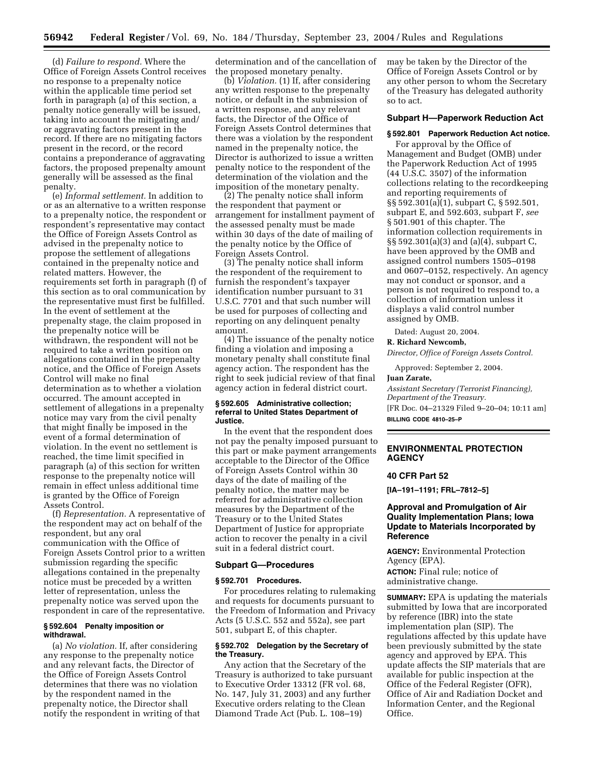(d) *Failure to respond.* Where the Office of Foreign Assets Control receives no response to a prepenalty notice within the applicable time period set forth in paragraph (a) of this section, a penalty notice generally will be issued, taking into account the mitigating and/or aggravating factors present in the record. If there are no mitigating factors present in the record, or the record contains a preponderance of aggravating factors, the proposed prepenalty amount generally will be assessed as the final penalty.

(e) *Informal settlement.* In addition to or as an alternative to a written response to a prepenalty notice, the respondent or respondent's representative may contact the Office of Foreign Assets Control as advised in the prepenalty notice to propose the settlement of allegations contained in the prepenalty notice and related matters. However, the requirements set forth in paragraph (f) of this section as to oral communication by the representative must first be fulfilled. In the event of settlement at the prepenalty stage, the claim proposed in the prepenalty notice will be withdrawn, the respondent will not be required to take a written position on allegations contained in the prepenalty notice, and the Office of Foreign Assets Control will make no final determination as to whether a violation occurred. The amount accepted in settlement of allegations in a prepenalty notice may vary from the civil penalty that might finally be imposed in the event of a formal determination of violation. In the event no settlement is reached, the time limit specified in paragraph (a) of this section for written response to the prepenalty notice will remain in effect unless additional time is granted by the Office of Foreign Assets Control.

(f) *Representation.* A representative of the respondent may act on behalf of the respondent, but any oral communication with the Office of Foreign Assets Control prior to a written submission regarding the specific allegations contained in the prepenalty notice must be preceded by a written letter of representation, unless the prepenalty notice was served upon the respondent in care of the representative.

#### § 592.604 Penalty imposition or withdrawal.

(a) *No violation.* If, after considering any response to the prepenalty notice and any relevant facts, the Director of the Office of Foreign Assets Control determines that there was no violation by the respondent named in the prepenalty notice, the Director shall notify the respondent in writing of that determination and of the cancellation of the proposed monetary penalty.

(b) *Violation.* (1) If, after considering any written response to the prepenalty notice, or default in the submission of a written response, and any relevant facts, the Director of the Office of Foreign Assets Control determines that there was a violation by the respondent named in the prepenalty notice, the Director is authorized to issue a written penalty notice to the respondent of the determination of the violation and the imposition of the monetary penalty.

(2) The penalty notice shall inform the respondent that payment or arrangement for installment payment of the assessed penalty must be made within 30 days of the date of mailing of the penalty notice by the Office of Foreign Assets Control.

(3) The penalty notice shall inform the respondent of the requirement to furnish the respondent's taxpayer identification number pursuant to 31 U.S.C. 7701 and that such number will be used for purposes of collecting and reporting on any delinquent penalty amount.

(4) The issuance of the penalty notice finding a violation and imposing a monetary penalty shall constitute final agency action. The respondent has the right to seek judicial review of that final agency action in federal district court.

#### § 592.605 Administrative collection; referral to United States Department of Justice.

In the event that the respondent does not pay the penalty imposed pursuant to this part or make payment arrangements acceptable to the Director of the Office of Foreign Assets Control within 30 days of the date of mailing of the penalty notice, the matter may be referred for administrative collection measures by the Department of the Treasury or to the United States Department of Justice for appropriate action to recover the penalty in a civil suit in a federal district court.

### Subpart G—Procedures

#### § 592.701 Procedures.

For procedures relating to rulemaking and requests for documents pursuant to the Freedom of Information and Privacy Acts (5 U.S.C. 552 and 552a), see part 501, subpart E, of this chapter.

#### § 592.702 Delegation by the Secretary of the Treasury.

Any action that the Secretary of the Treasury is authorized to take pursuant to Executive Order 13312 (FR vol. 68, No. 147, July 31, 2003) and any further Executive orders relating to the Clean Diamond Trade Act (Pub. L. 108–19) may be taken by the Director of the Office of Foreign Assets Control or by any other person to whom the Secretary of the Treasury has delegated authority so to act.

### Subpart H—Paperwork Reduction Act

#### § 592.801 Paperwork Reduction Act notice.

For approval by the Office of Management and Budget (OMB) under the Paperwork Reduction Act of 1995 (44 U.S.C. 3507) of the information collections relating to the recordkeeping and reporting requirements of §§ 592.301(a)(1), subpart C, § 592.501, subpart E, and 592.603, subpart F, *see* § 501.901 of this chapter. The information collection requirements in §§ 592.301(a)(3) and (a)(4), subpart C, have been approved by the OMB and assigned control numbers 1505–0198 and 0607–0152, respectively. An agency may not conduct or sponsor, and a person is not required to respond to, a collection of information unless it displays a valid control number assigned by OMB.

Dated: August 20, 2004.

**R. Richard Newcomb,**

*Director, Office of Foreign Assets Control.*

Approved: September 2, 2004.

**Juan Zarate,**

*Assistant Secretary (Terrorist Financing), Department of the Treasury.*

[FR Doc. 04–21329 Filed 9–20–04; 10:11 am]

**BILLING CODE 4810–25–P**

---

## ENVIRONMENTAL PROTECTION AGENCY

### 40 CFR Part 52

**[IA–191–1191; FRL–7812–5]**

### Approval and Promulgation of Air Quality Implementation Plans; Iowa Update to Materials Incorporated by Reference

**AGENCY:** Environmental Protection Agency (EPA).

**ACTION:** Final rule; notice of administrative change.

**SUMMARY:** EPA is updating the materials submitted by Iowa that are incorporated by reference (IBR) into the state implementation plan (SIP). The regulations affected by this update have been previously submitted by the state agency and approved by EPA. This update affects the SIP materials that are available for public inspection at the Office of the Federal Register (OFR), Office of Air and Radiation Docket and Information Center, and the Regional Office.